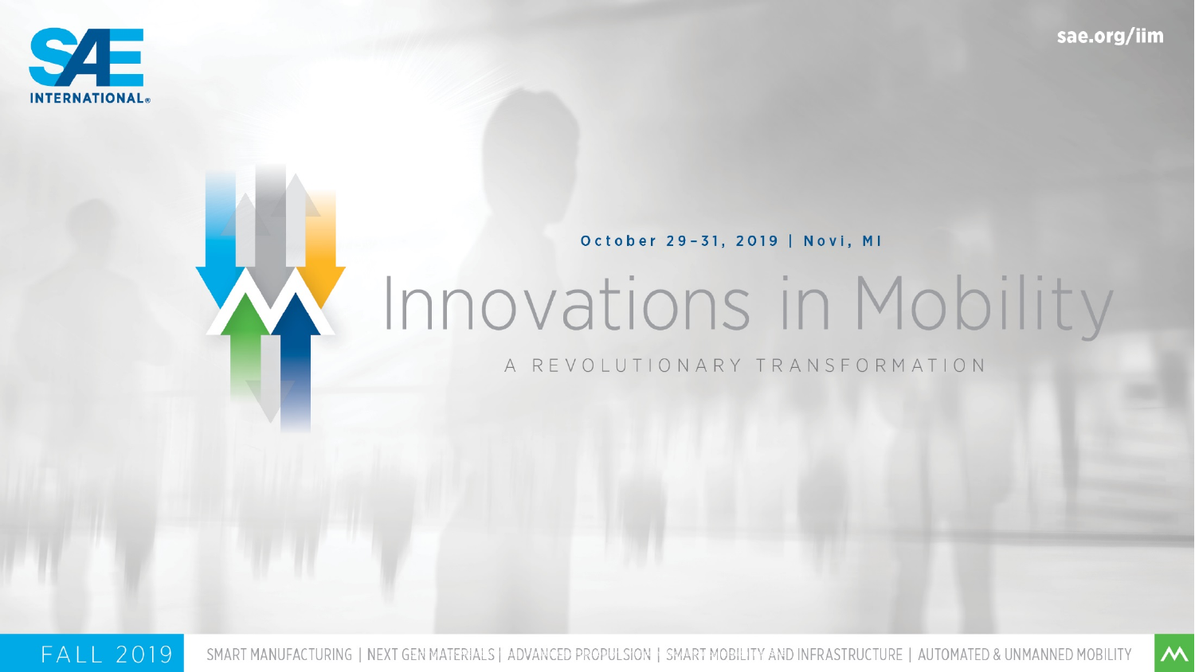SAE INTERNATIONAL

sae.org/iim

October 29–31, 2019 | Novi, MI

# Innovations in Mobility

## A REVOLUTIONARY TRANSFORMATION

FALL 2019

SMART MANUFACTURING | NEXT GEN MATERIALS | ADVANCED PROPULSION | SMART MOBILITY AND INFRASTRUCTURE | AUTOMATED & UNMANNED MOBILITY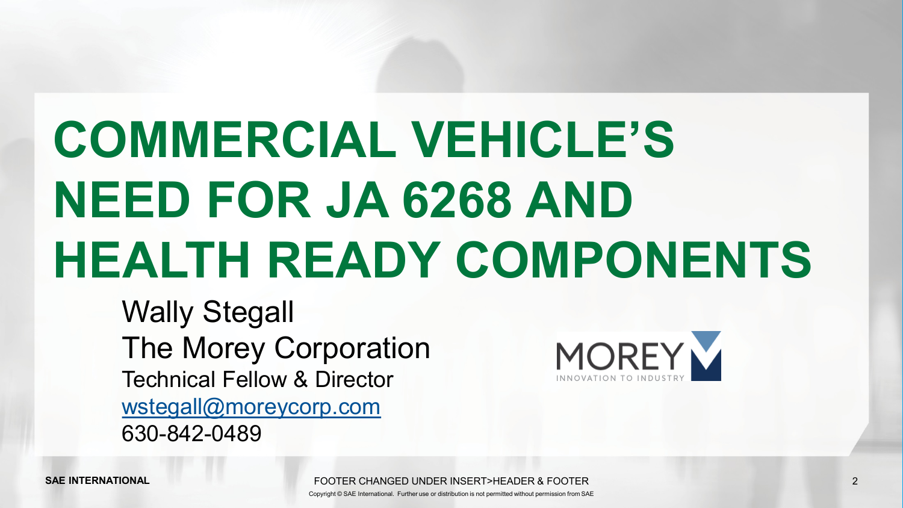# COMMERCIAL VEHICLE'S NEED FOR JA 6268 AND HEALTH READY COMPONENTS

Wally Stegall
The Morey Corporation
Technical Fellow & Director
[wstegall@moreycorp.com](mailto:wstegall@moreycorp.com)
630-842-0489

MOREY
INNOVATION TO INDUSTRY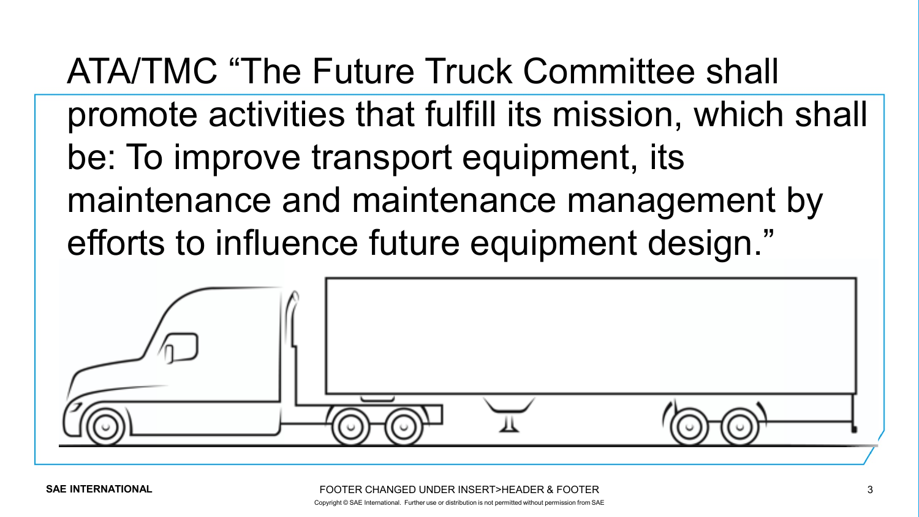ATA/TMC “The Future Truck Committee shall promote activities that fulfill its mission, which shall be: To improve transport equipment, its maintenance and maintenance management by efforts to influence future equipment design.”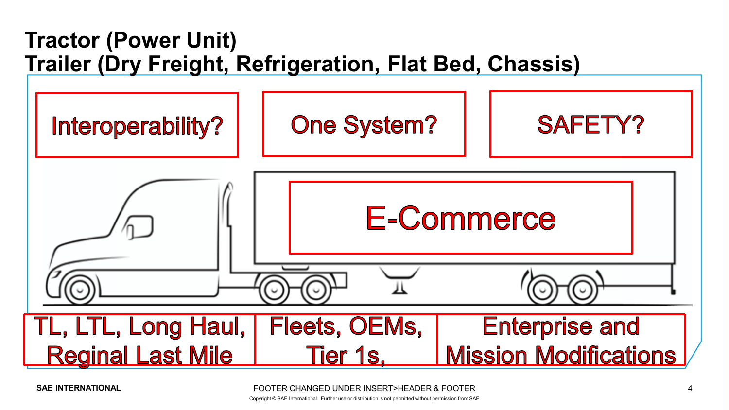# Tractor (Power Unit)
# Trailer (Dry Freight, Refrigeration, Flat Bed, Chassis)

Interoperability?

One System?

SAFETY?

E-Commerce

TL, LTL, Long Haul, Reginal Last Mile

Fleets, OEMs, Tier 1s,

Enterprise and Mission Modifications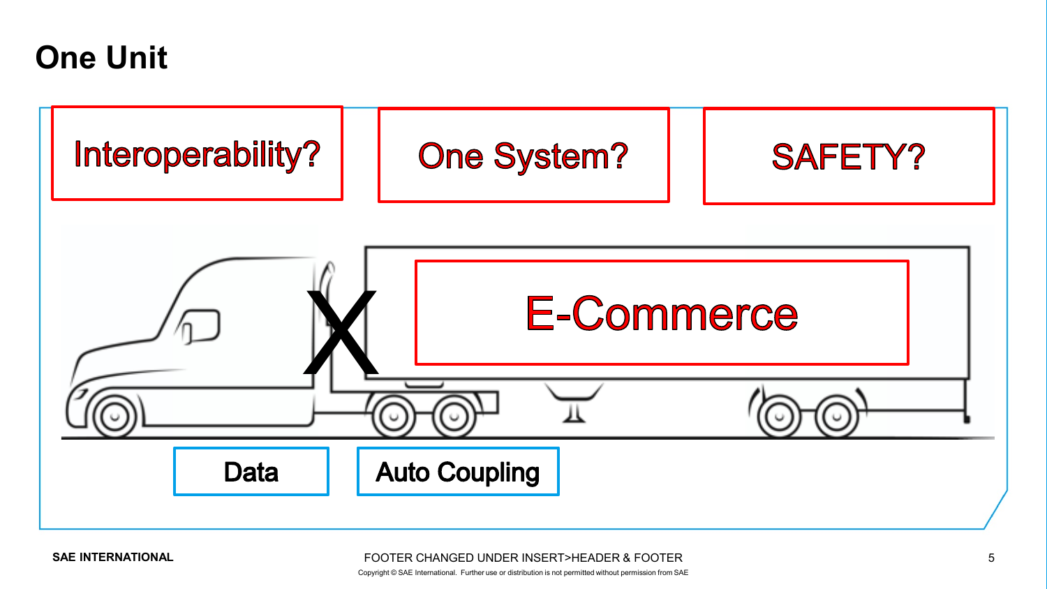# One Unit

Interoperability?

One System?

SAFETY?

X

E-Commerce

Data

Auto Coupling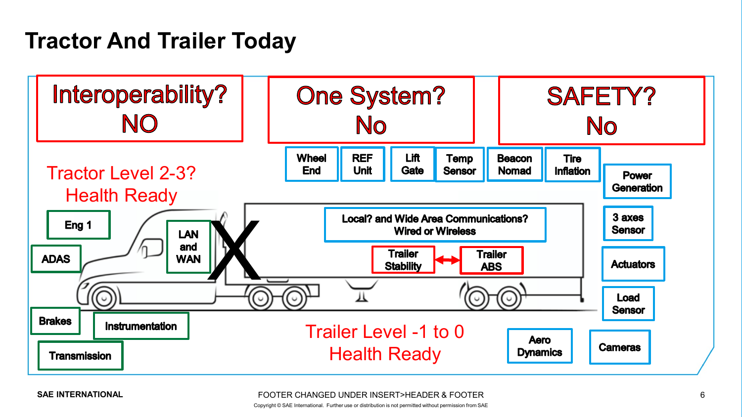# Tractor And Trailer Today

**Interoperability?**
**NO**

**One System?**
**No**

**SAFETY?**
**No**

Tractor Level 2-3?
Health Ready

- Eng 1
- ADAS
- LAN and WAN
- Brakes
- Instrumentation
- Transmission

X

- Wheel End
- REF Unit
- Lift Gate
- Temp Sensor
- Beacon Nomad
- Tire Inflation
- Power Generation
- 3 axes Sensor
- Actuators
- Load Sensor
- Aero Dynamics
- Cameras

Local? and Wide Area Communications?
Wired or Wireless

Trailer Stability ↔ Trailer ABS

Trailer Level -1 to 0
Health Ready

Copyright © SAE International. Further use or distribution is not permitted without permission from SAE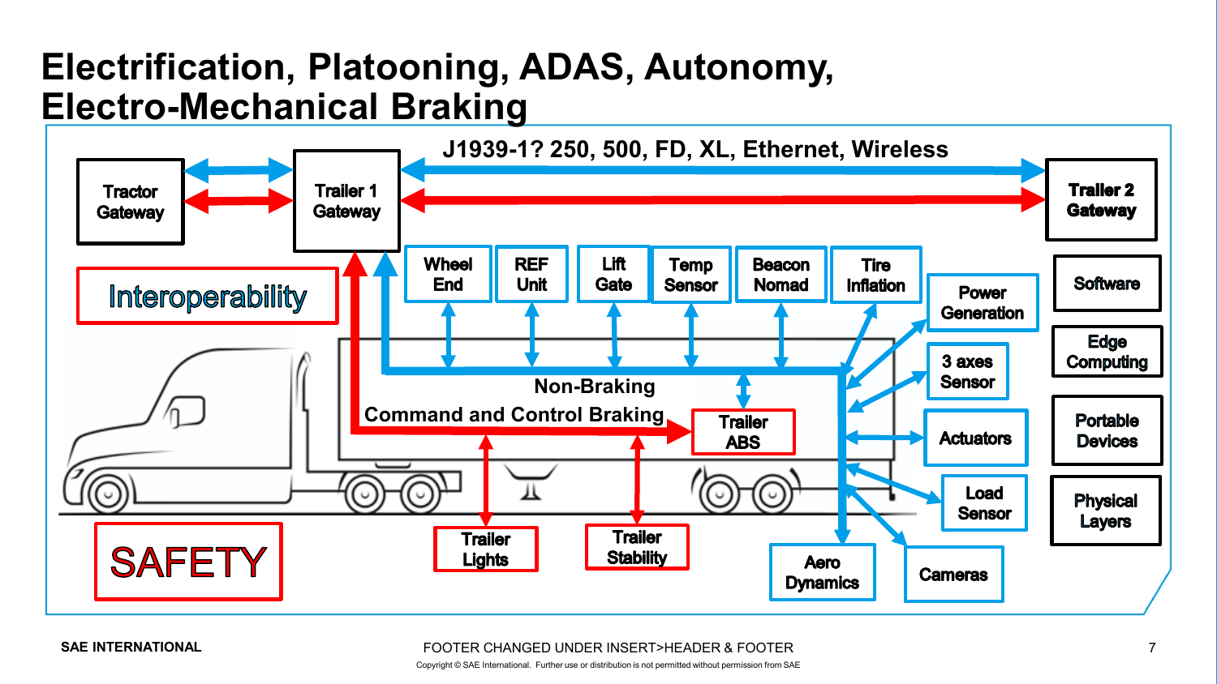# Electrification, Platooning, ADAS, Autonomy, Electro-Mechanical Braking

J1939-1? 250, 500, FD, XL, Ethernet, Wireless

Tractor Gateway

Trailer 1 Gateway

Trailer 2 Gateway

Interoperability

Wheel End

REF Unit

Lift Gate

Temp Sensor

Beacon Nomad

Tire Inflation

Power Generation

3 axes Sensor

Actuators

Load Sensor

Cameras

Aero Dynamics

Software

Edge Computing

Portable Devices

Physical Layers

Non-Braking

Command and Control Braking

Trailer ABS

Trailer Lights

Trailer Stability

SAFETY

SAE INTERNATIONAL

FOOTER CHANGED UNDER INSERT>HEADER & FOOTER

Copyright © SAE International. Further use or distribution is not permitted without permission from SAE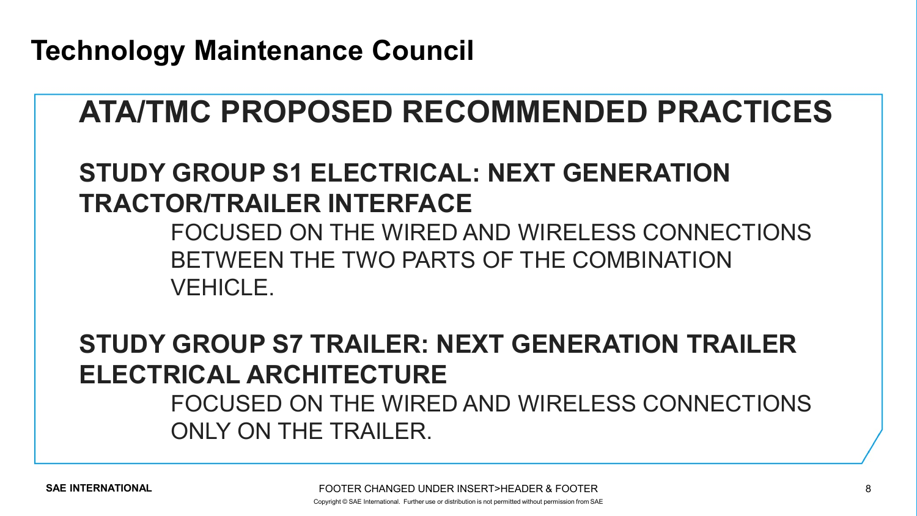# Technology Maintenance Council

## ATA/TMC PROPOSED RECOMMENDED PRACTICES

### STUDY GROUP S1 ELECTRICAL: NEXT GENERATION TRACTOR/TRAILER INTERFACE

FOCUSED ON THE WIRED AND WIRELESS CONNECTIONS BETWEEN THE TWO PARTS OF THE COMBINATION VEHICLE.

### STUDY GROUP S7 TRAILER: NEXT GENERATION TRAILER ELECTRICAL ARCHITECTURE

FOCUSED ON THE WIRED AND WIRELESS CONNECTIONS ONLY ON THE TRAILER.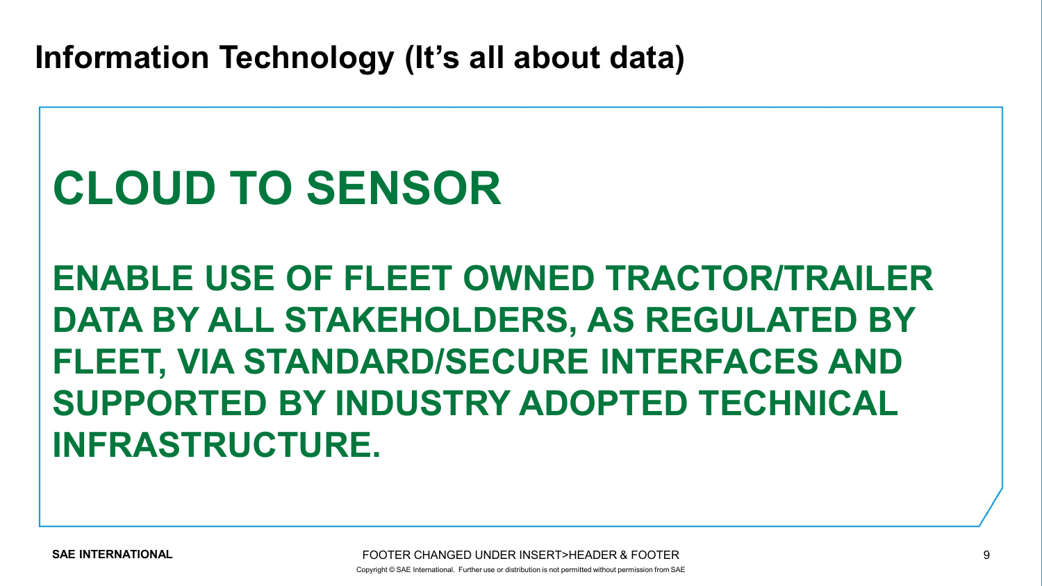# Information Technology (It's all about data)

## CLOUD TO SENSOR

**ENABLE USE OF FLEET OWNED TRACTOR/TRAILER DATA BY ALL STAKEHOLDERS, AS REGULATED BY FLEET, VIA STANDARD/SECURE INTERFACES AND SUPPORTED BY INDUSTRY ADOPTED TECHNICAL INFRASTRUCTURE.**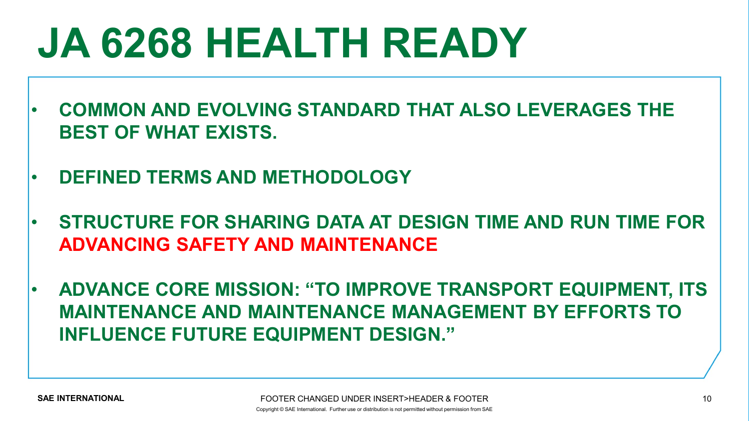# JA 6268 HEALTH READY

- **COMMON AND EVOLVING STANDARD THAT ALSO LEVERAGES THE BEST OF WHAT EXISTS.**
- **DEFINED TERMS AND METHODOLOGY**
- **STRUCTURE FOR SHARING DATA AT DESIGN TIME AND RUN TIME FOR ADVANCING SAFETY AND MAINTENANCE**
- **ADVANCE CORE MISSION: "TO IMPROVE TRANSPORT EQUIPMENT, ITS MAINTENANCE AND MAINTENANCE MANAGEMENT BY EFFORTS TO INFLUENCE FUTURE EQUIPMENT DESIGN."**